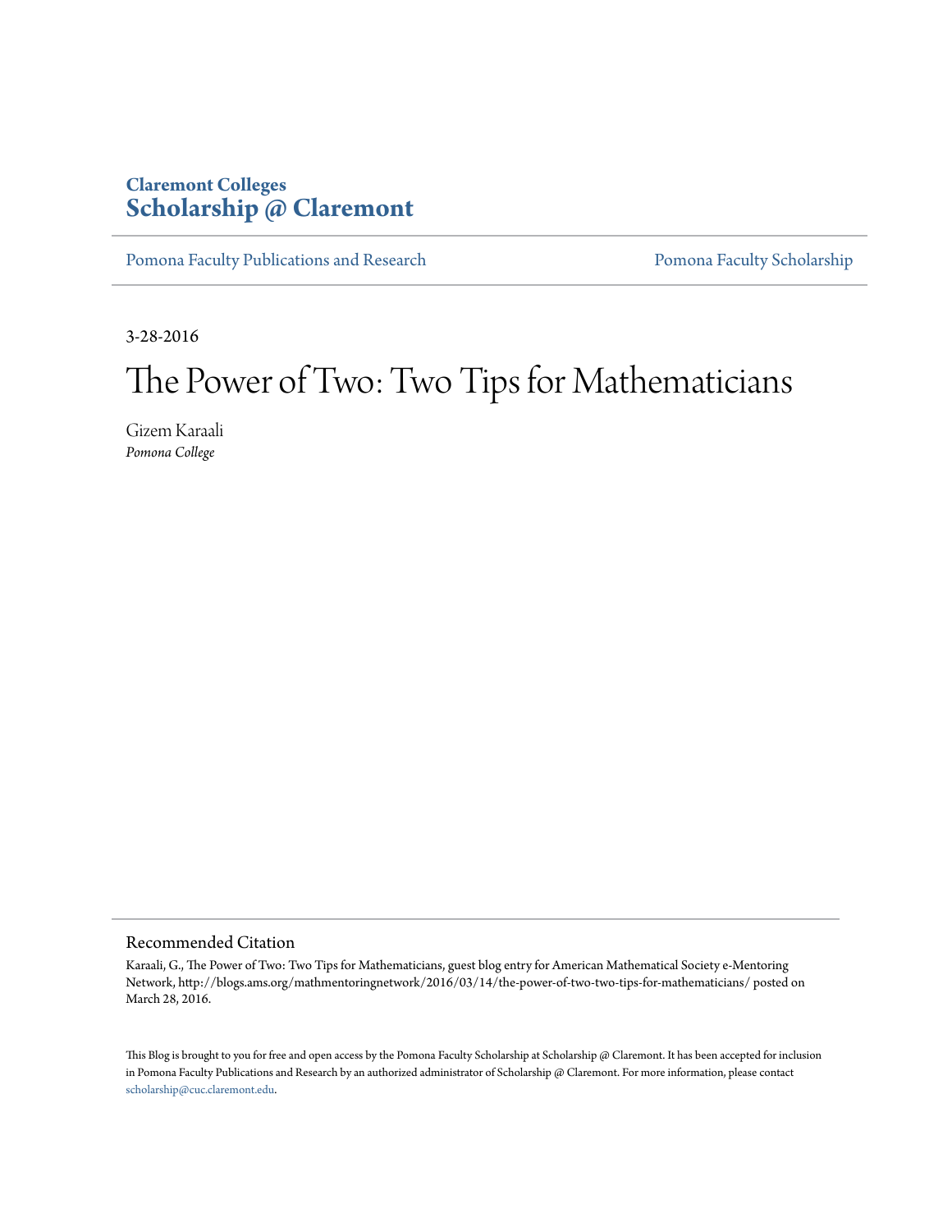Claremont Colleges
**Scholarship @ Claremont**

Pomona Faculty Publications and Research | Pomona Faculty Scholarship

3-28-2016

# The Power of Two: Two Tips for Mathematicians

Gizem Karaali
*Pomona College*

## Recommended Citation

Karaali, G., The Power of Two: Two Tips for Mathematicians, guest blog entry for American Mathematical Society e-Mentoring Network, http://blogs.ams.org/mathmentoringnetwork/2016/03/14/the-power-of-two-two-tips-for-mathematicians/ posted on March 28, 2016.

This Blog is brought to you for free and open access by the Pomona Faculty Scholarship at Scholarship @ Claremont. It has been accepted for inclusion in Pomona Faculty Publications and Research by an authorized administrator of Scholarship @ Claremont. For more information, please contact scholarship@cuc.claremont.edu.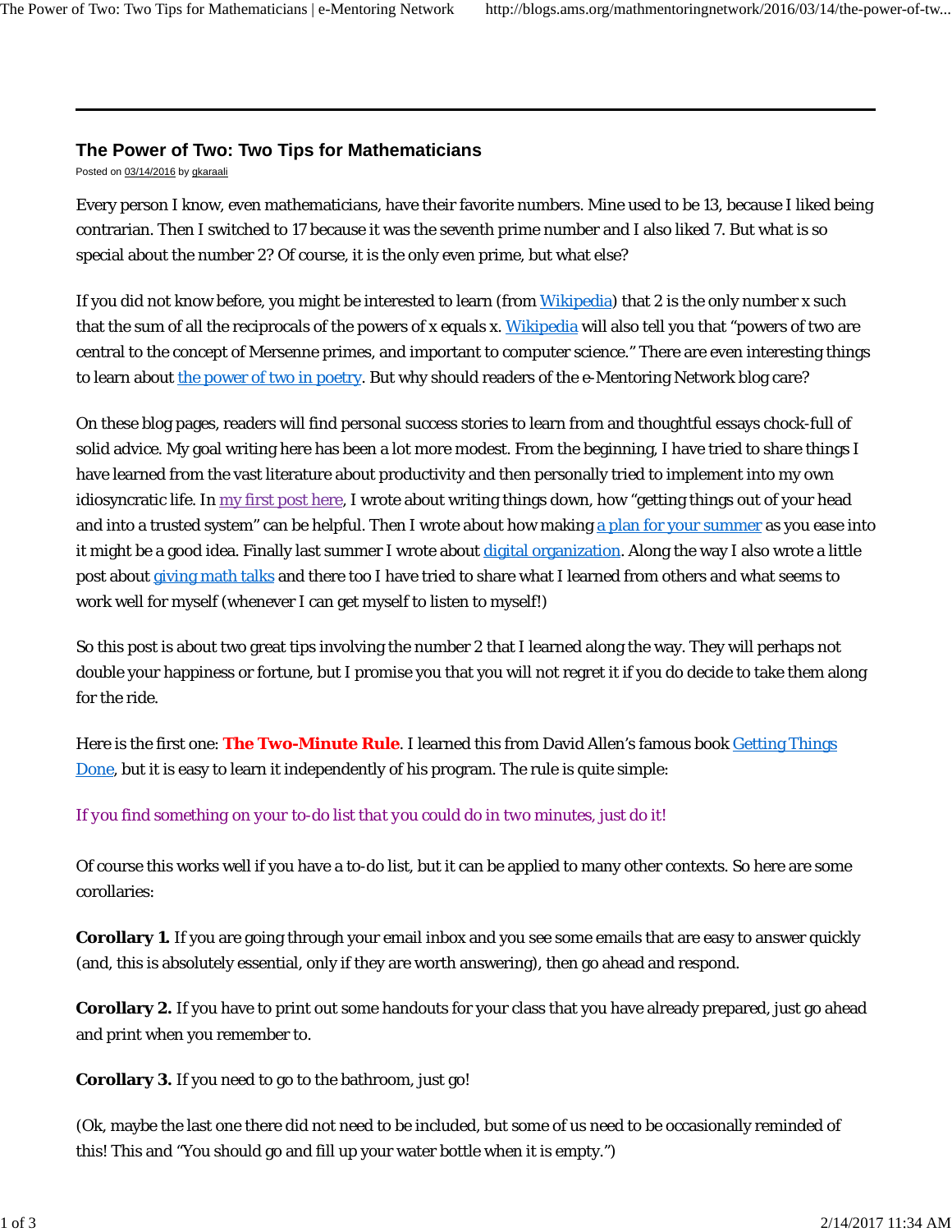## The Power of Two: Two Tips for Mathematicians

Posted on 03/14/2016 by gkaraali

Every person I know, even mathematicians, have their favorite numbers. Mine used to be 13, because I liked being contrarian. Then I switched to 17 because it was the seventh prime number and I also liked 7. But what is so special about the number 2? Of course, it is the only even prime, but what else?

If you did not know before, you might be interested to learn (from Wikipedia) that 2 is the only number x such that the sum of all the reciprocals of the powers of x equals x. Wikipedia will also tell you that "powers of two are central to the concept of Mersenne primes, and important to computer science." There are even interesting things to learn about the power of two in poetry. But why should readers of the e-Mentoring Network blog care?

On these blog pages, readers will find personal success stories to learn from and thoughtful essays chock-full of solid advice. My goal writing here has been a lot more modest. From the beginning, I have tried to share things I have learned from the vast literature about productivity and then personally tried to implement into my own idiosyncratic life. In my first post here, I wrote about writing things down, how "getting things out of your head and into a trusted system" can be helpful. Then I wrote about how making a plan for your summer as you ease into it might be a good idea. Finally last summer I wrote about digital organization. Along the way I also wrote a little post about giving math talks and there too I have tried to share what I learned from others and what seems to work well for myself (whenever I can get myself to listen to myself!)

So this post is about two great tips involving the number 2 that I learned along the way. They will perhaps not double your happiness or fortune, but I promise you that you will not regret it if you do decide to take them along for the ride.

Here is the first one: **The Two-Minute Rule**. I learned this from David Allen's famous book Getting Things Done, but it is easy to learn it independently of his program. The rule is quite simple:

*If you find something on your to-do list that you could do in two minutes, just do it!*

Of course this works well if you have a to-do list, but it can be applied to many other contexts. So here are some corollaries:

**Corollary 1.** If you are going through your email inbox and you see some emails that are easy to answer quickly (and, this is absolutely essential, only if they are worth answering), then go ahead and respond.

**Corollary 2.** If you have to print out some handouts for your class that you have already prepared, just go ahead and print when you remember to.

**Corollary 3.** If you need to go to the bathroom, just go!

(Ok, maybe the last one there did not need to be included, but some of us need to be occasionally reminded of this! This and "You should go and fill up your water bottle when it is empty.")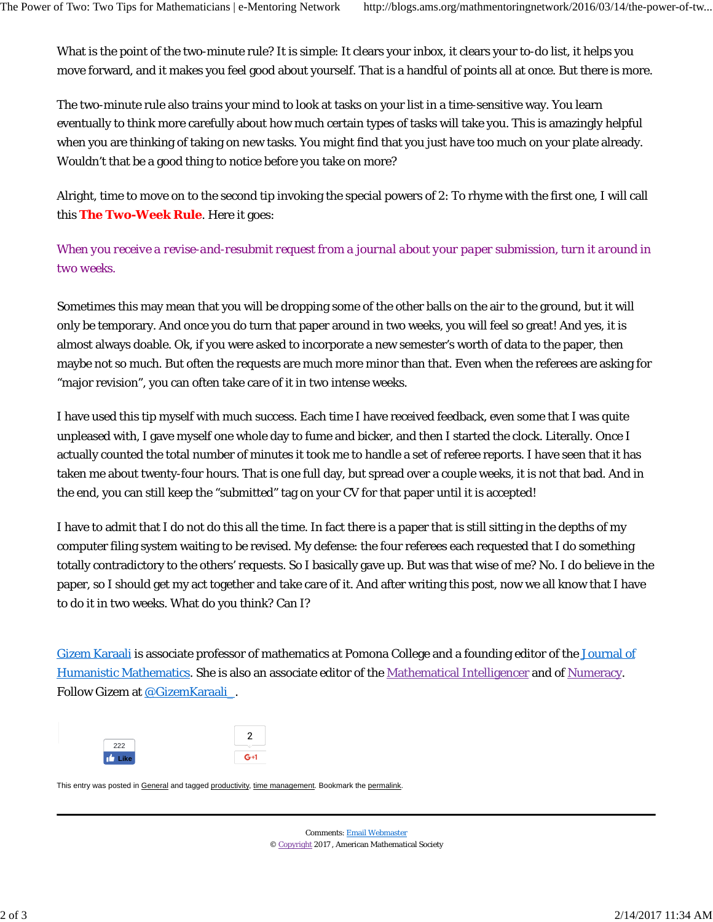What is the point of the two-minute rule? It is simple: It clears your inbox, it clears your to-do list, it helps you move forward, and it makes you feel good about yourself. That is a handful of points all at once. But there is more.

The two-minute rule also trains your mind to look at tasks on your list in a time-sensitive way. You learn eventually to think more carefully about how much certain types of tasks will take you. This is amazingly helpful when you are thinking of taking on new tasks. You might find that you just have too much on your plate already. Wouldn't that be a good thing to notice before you take on more?

Alright, time to move on to the second tip invoking the special powers of 2: To rhyme with the first one, I will call this **The Two-Week Rule**. Here it goes:

*When you receive a revise-and-resubmit request from a journal about your paper submission, turn it around in two weeks.*

Sometimes this may mean that you will be dropping some of the other balls on the air to the ground, but it will only be temporary. And once you do turn that paper around in two weeks, you will feel so great! And yes, it is almost always doable. Ok, if you were asked to incorporate a new semester's worth of data to the paper, then maybe not so much. But often the requests are much more minor than that. Even when the referees are asking for "major revision", you can often take care of it in two intense weeks.

I have used this tip myself with much success. Each time I have received feedback, even some that I was quite unpleased with, I gave myself one whole day to fume and bicker, and then I started the clock. Literally. Once I actually counted the total number of minutes it took me to handle a set of referee reports. I have seen that it has taken me about twenty-four hours. That is one full day, but spread over a couple weeks, it is not that bad. And in the end, you can still keep the "submitted" tag on your CV for that paper until it is accepted!

I have to admit that I do not do this all the time. In fact there is a paper that is still sitting in the depths of my computer filing system waiting to be revised. My defense: the four referees each requested that I do something totally contradictory to the others' requests. So I basically gave up. But was that wise of me? No. I do believe in the paper, so I should get my act together and take care of it. And after writing this post, now we all know that I have to do it in two weeks. What do you think? Can I?

Gizem Karaali is associate professor of mathematics at Pomona College and a founding editor of the Journal of Humanistic Mathematics. She is also an associate editor of the Mathematical Intelligencer and of Numeracy. Follow Gizem at @GizemKaraali_.

222 Like

2 G+1

This entry was posted in General and tagged productivity, time management. Bookmark the permalink.

Comments: Email Webmaster
© Copyright 2017, American Mathematical Society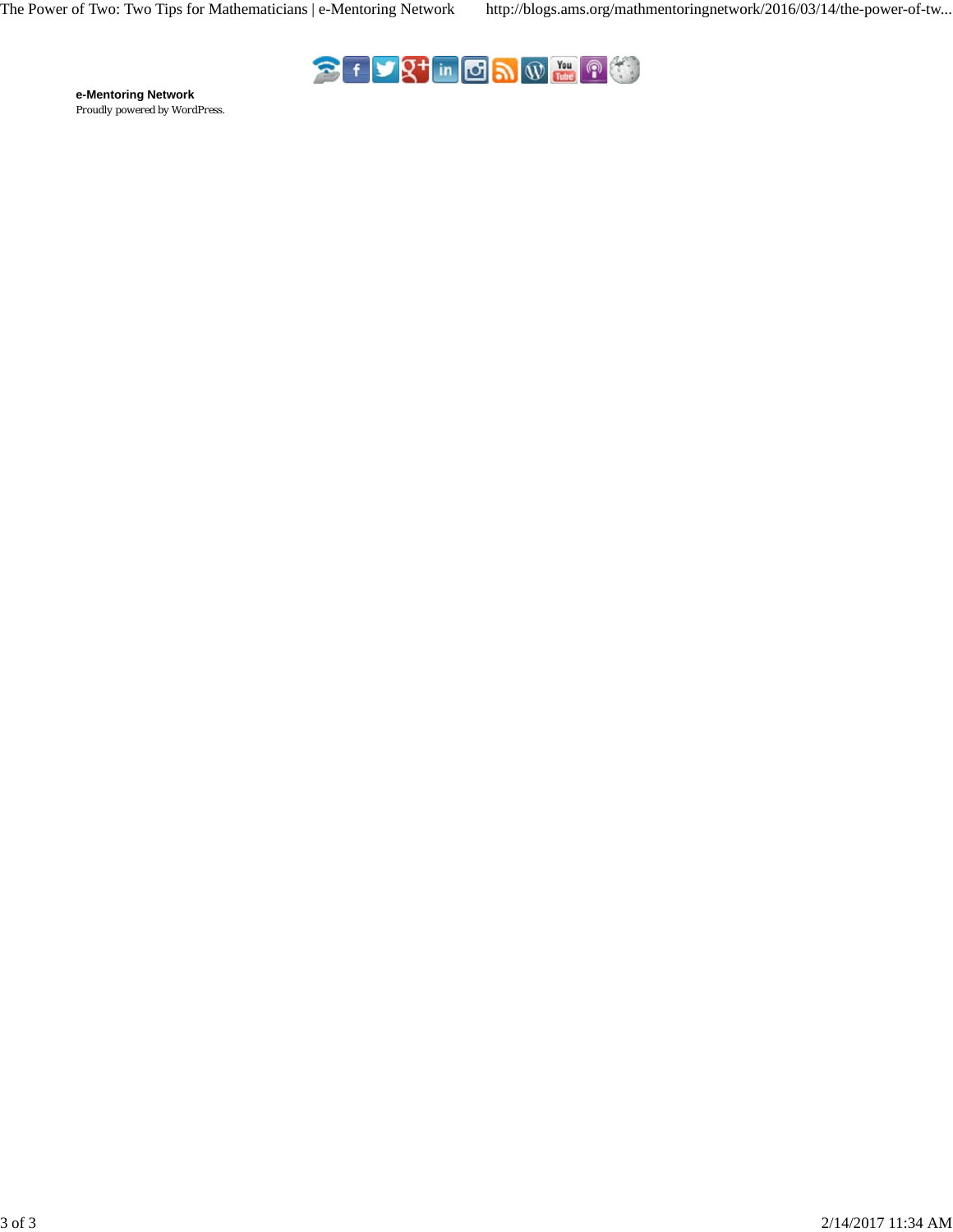**e-Mentoring Network**
Proudly powered by WordPress.